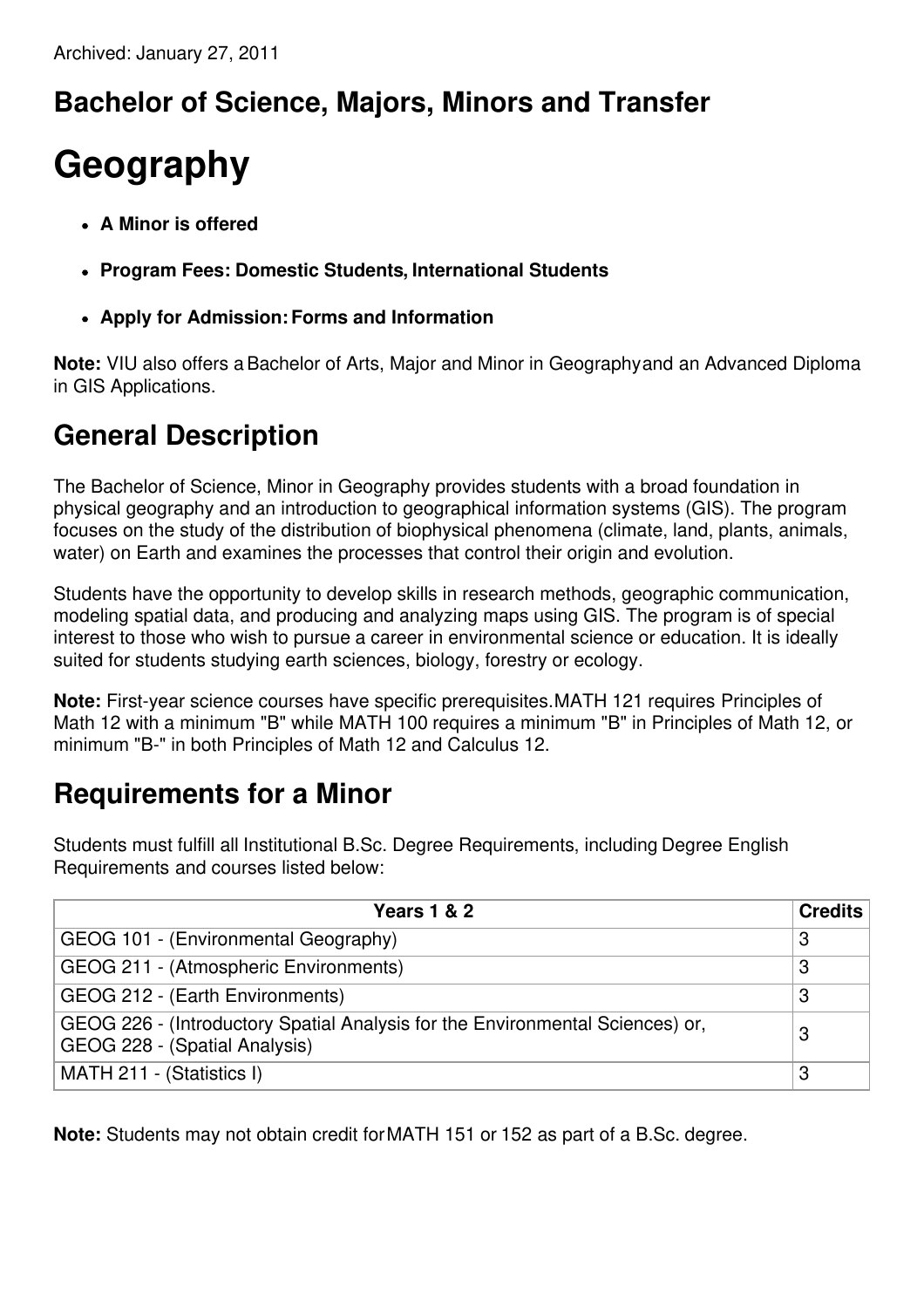Archived: January 27, 2011

## Bachelor of Science, Majors, Minors and Transfer

# Geography

- **A Minor is offered**
- **Program Fees: Domestic Students, International Students**
- **Apply for Admission: Forms and Information**

**Note:** VIU also offers a Bachelor of Arts, Major and Minor in Geography and an Advanced Diploma in GIS Applications.

## General Description

The Bachelor of Science, Minor in Geography provides students with a broad foundation in physical geography and an introduction to geographical information systems (GIS). The program focuses on the study of the distribution of biophysical phenomena (climate, land, plants, animals, water) on Earth and examines the processes that control their origin and evolution.

Students have the opportunity to develop skills in research methods, geographic communication, modeling spatial data, and producing and analyzing maps using GIS. The program is of special interest to those who wish to pursue a career in environmental science or education. It is ideally suited for students studying earth sciences, biology, forestry or ecology.

**Note:** First-year science courses have specific prerequisites. MATH 121 requires Principles of Math 12 with a minimum "B" while MATH 100 requires a minimum "B" in Principles of Math 12, or minimum "B-" in both Principles of Math 12 and Calculus 12.

## Requirements for a Minor

Students must fulfill all Institutional B.Sc. Degree Requirements, including Degree English Requirements and courses listed below:

| Years 1 & 2 | Credits |
|---|---|
| GEOG 101 - (Environmental Geography) | 3 |
| GEOG 211 - (Atmospheric Environments) | 3 |
| GEOG 212 - (Earth Environments) | 3 |
| GEOG 226 - (Introductory Spatial Analysis for the Environmental Sciences) or, GEOG 228 - (Spatial Analysis) | 3 |
| MATH 211 - (Statistics I) | 3 |

**Note:** Students may not obtain credit for MATH 151 or 152 as part of a B.Sc. degree.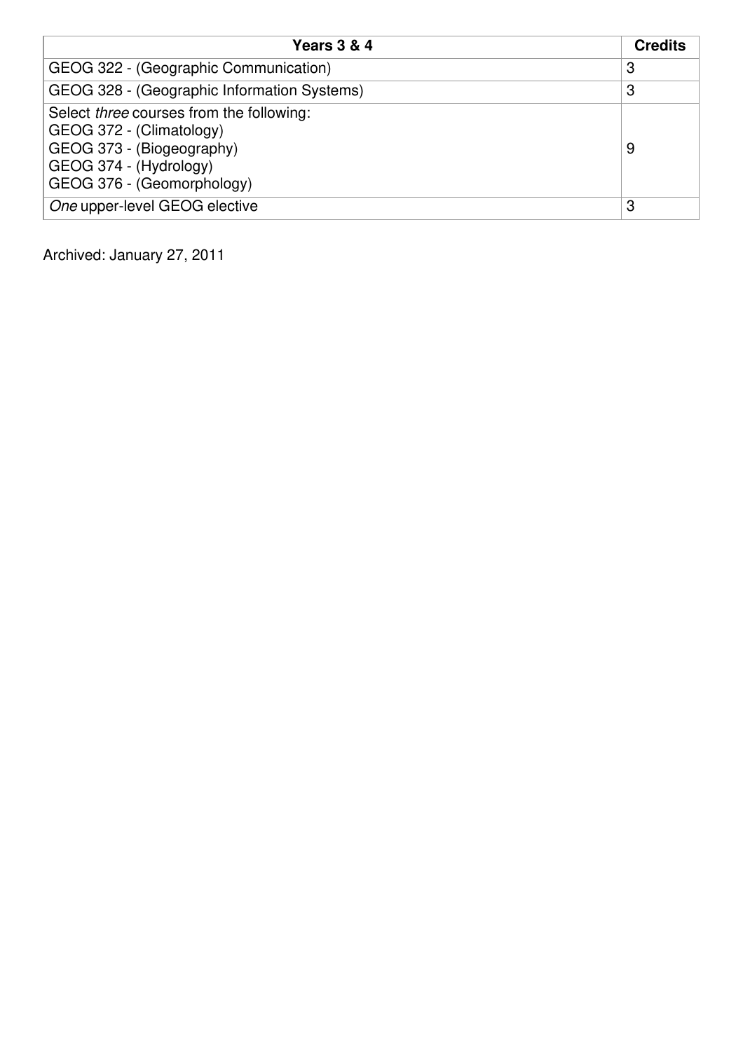| Years 3 & 4 | Credits |
|---|---|
| GEOG 322 - (Geographic Communication) | 3 |
| GEOG 328 - (Geographic Information Systems) | 3 |
| Select *three* courses from the following:<br>GEOG 372 - (Climatology)<br>GEOG 373 - (Biogeography)<br>GEOG 374 - (Hydrology)<br>GEOG 376 - (Geomorphology) | 9 |
| *One* upper-level GEOG elective | 3 |

Archived: January 27, 2011